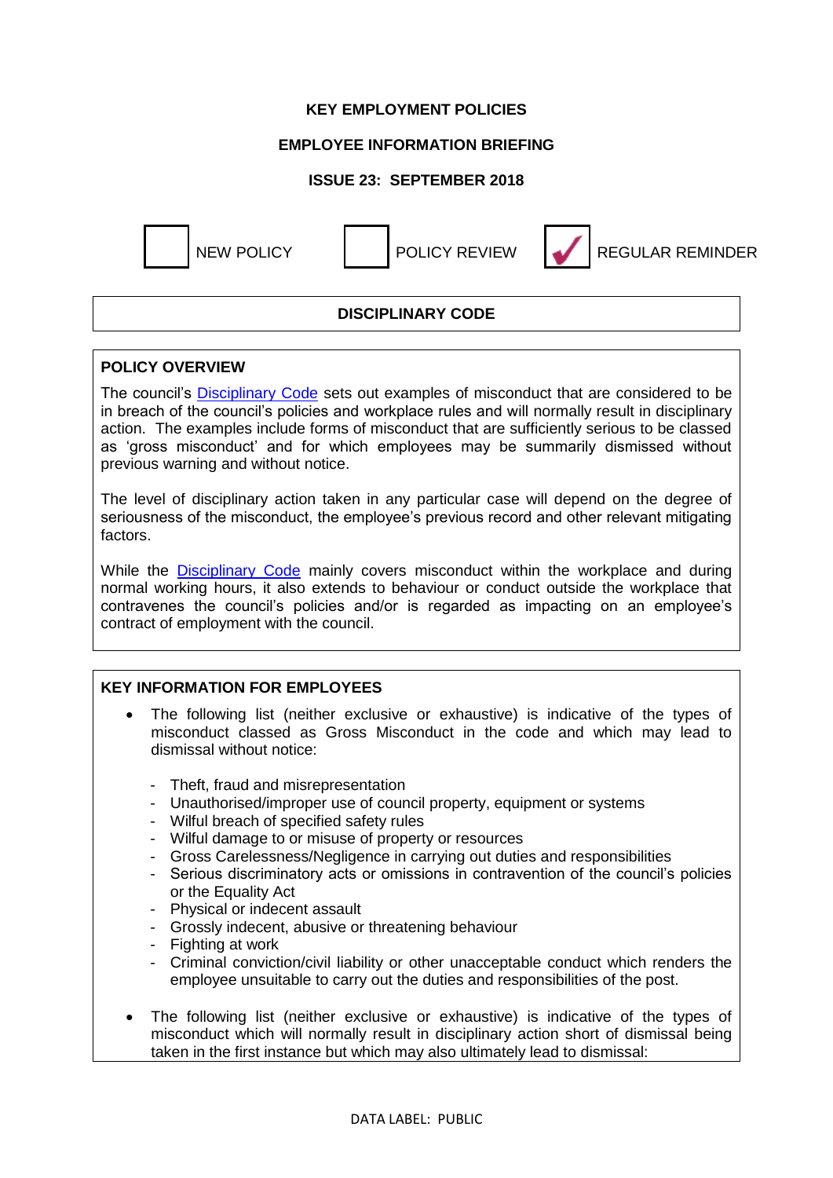**KEY EMPLOYMENT POLICIES**

**EMPLOYEE INFORMATION BRIEFING**

**ISSUE 23: SEPTEMBER 2018**

☐ NEW POLICY ☐ POLICY REVIEW ☑ REGULAR REMINDER

## DISCIPLINARY CODE

### POLICY OVERVIEW

The council's Disciplinary Code sets out examples of misconduct that are considered to be in breach of the council's policies and workplace rules and will normally result in disciplinary action. The examples include forms of misconduct that are sufficiently serious to be classed as 'gross misconduct' and for which employees may be summarily dismissed without previous warning and without notice.

The level of disciplinary action taken in any particular case will depend on the degree of seriousness of the misconduct, the employee's previous record and other relevant mitigating factors.

While the Disciplinary Code mainly covers misconduct within the workplace and during normal working hours, it also extends to behaviour or conduct outside the workplace that contravenes the council's policies and/or is regarded as impacting on an employee's contract of employment with the council.

### KEY INFORMATION FOR EMPLOYEES

- The following list (neither exclusive or exhaustive) is indicative of the types of misconduct classed as Gross Misconduct in the code and which may lead to dismissal without notice:

  - Theft, fraud and misrepresentation
  - Unauthorised/improper use of council property, equipment or systems
  - Wilful breach of specified safety rules
  - Wilful damage to or misuse of property or resources
  - Gross Carelessness/Negligence in carrying out duties and responsibilities
  - Serious discriminatory acts or omissions in contravention of the council's policies or the Equality Act
  - Physical or indecent assault
  - Grossly indecent, abusive or threatening behaviour
  - Fighting at work
  - Criminal conviction/civil liability or other unacceptable conduct which renders the employee unsuitable to carry out the duties and responsibilities of the post.

- The following list (neither exclusive or exhaustive) is indicative of the types of misconduct which will normally result in disciplinary action short of dismissal being taken in the first instance but which may also ultimately lead to dismissal: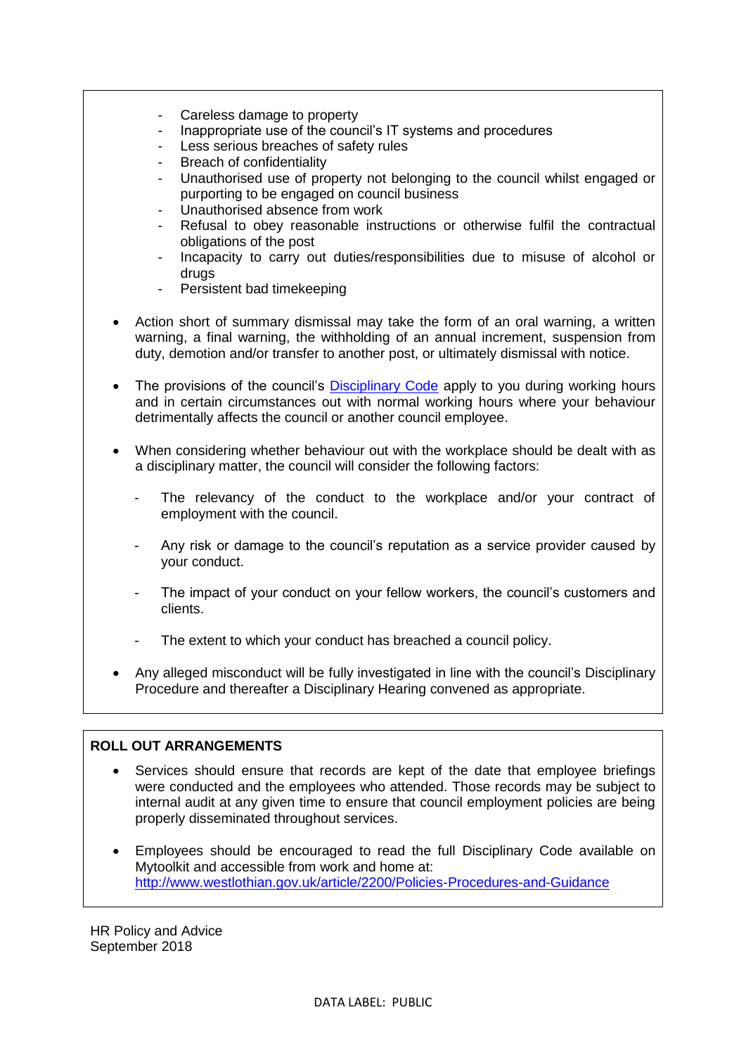- Careless damage to property
- Inappropriate use of the council's IT systems and procedures
- Less serious breaches of safety rules
- Breach of confidentiality
- Unauthorised use of property not belonging to the council whilst engaged or purporting to be engaged on council business
- Unauthorised absence from work
- Refusal to obey reasonable instructions or otherwise fulfil the contractual obligations of the post
- Incapacity to carry out duties/responsibilities due to misuse of alcohol or drugs
- Persistent bad timekeeping

- Action short of summary dismissal may take the form of an oral warning, a written warning, a final warning, the withholding of an annual increment, suspension from duty, demotion and/or transfer to another post, or ultimately dismissal with notice.

- The provisions of the council's [Disciplinary Code](http://www.westlothian.gov.uk/article/2200/Policies-Procedures-and-Guidance) apply to you during working hours and in certain circumstances out with normal working hours where your behaviour detrimentally affects the council or another council employee.

- When considering whether behaviour out with the workplace should be dealt with as a disciplinary matter, the council will consider the following factors:

  - The relevancy of the conduct to the workplace and/or your contract of employment with the council.

  - Any risk or damage to the council's reputation as a service provider caused by your conduct.

  - The impact of your conduct on your fellow workers, the council's customers and clients.

  - The extent to which your conduct has breached a council policy.

- Any alleged misconduct will be fully investigated in line with the council's Disciplinary Procedure and thereafter a Disciplinary Hearing convened as appropriate.

**ROLL OUT ARRANGEMENTS**

- Services should ensure that records are kept of the date that employee briefings were conducted and the employees who attended. Those records may be subject to internal audit at any given time to ensure that council employment policies are being properly disseminated throughout services.

- Employees should be encouraged to read the full Disciplinary Code available on Mytoolkit and accessible from work and home at: [http://www.westlothian.gov.uk/article/2200/Policies-Procedures-and-Guidance](http://www.westlothian.gov.uk/article/2200/Policies-Procedures-and-Guidance)

HR Policy and Advice
September 2018

DATA LABEL: PUBLIC